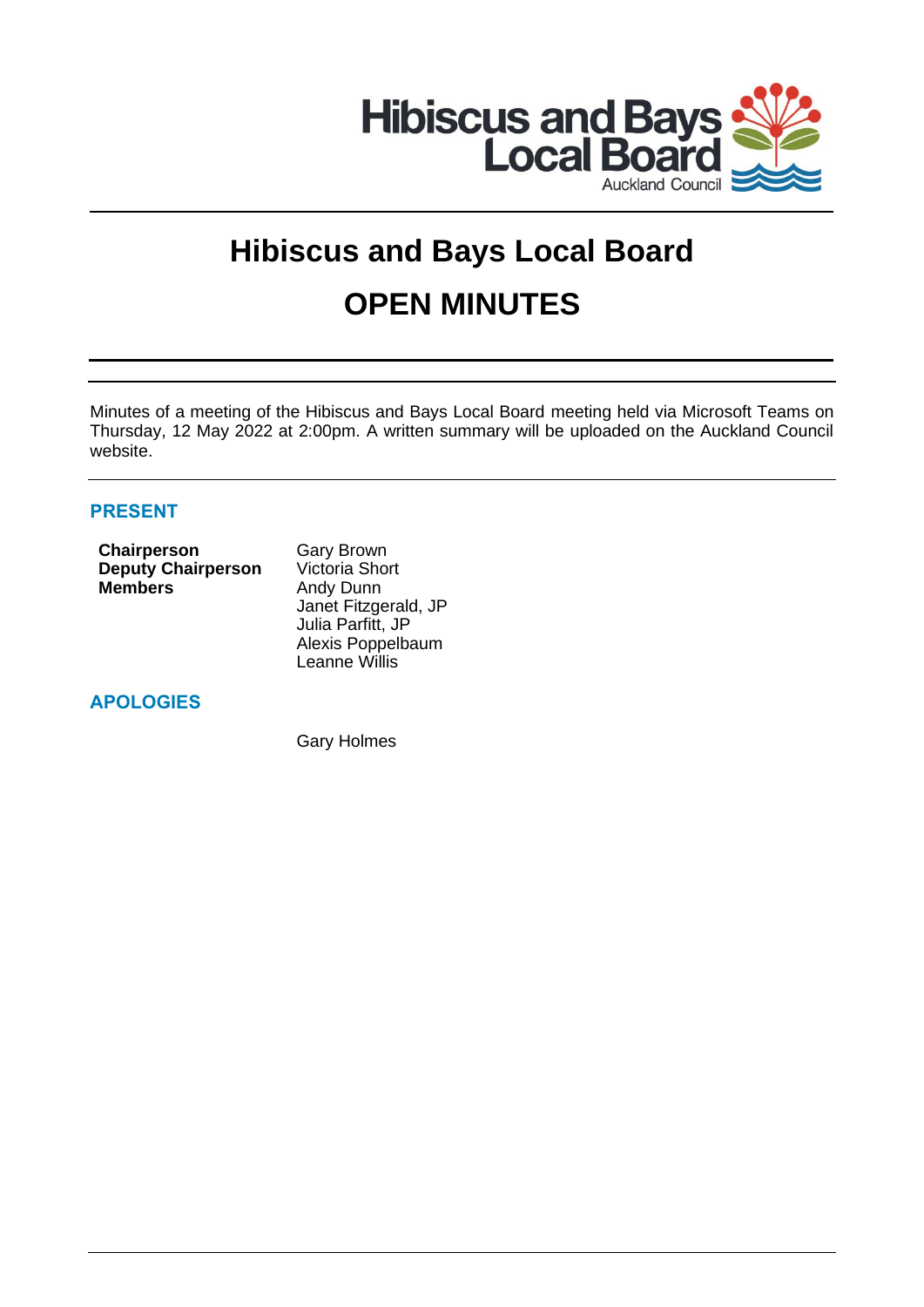Hibiscus and Bays Local Board
Auckland Council

# Hibiscus and Bays Local Board

# OPEN MINUTES

Minutes of a meeting of the Hibiscus and Bays Local Board meeting held via Microsoft Teams on Thursday, 12 May 2022 at 2:00pm. A written summary will be uploaded on the Auckland Council website.

## PRESENT

| | |
|---|---|
| **Chairperson** | Gary Brown |
| **Deputy Chairperson** | Victoria Short |
| **Members** | Andy Dunn |
| | Janet Fitzgerald, JP |
| | Julia Parfitt, JP |
| | Alexis Poppelbaum |
| | Leanne Willis |

## APOLOGIES

Gary Holmes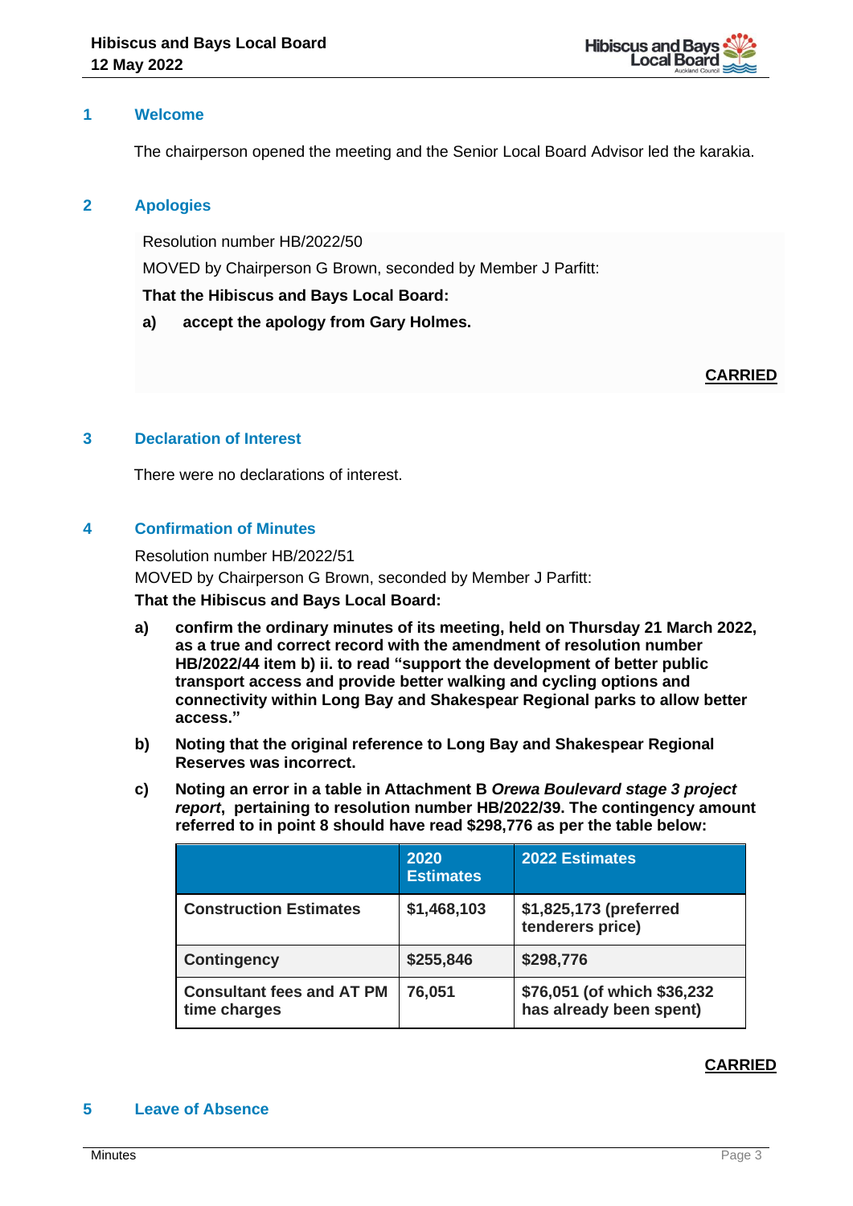## 1 Welcome

The chairperson opened the meeting and the Senior Local Board Advisor led the karakia.

## 2 Apologies

Resolution number HB/2022/50

MOVED by Chairperson G Brown, seconded by Member J Parfitt:

**That the Hibiscus and Bays Local Board:**

**a) accept the apology from Gary Holmes.**

**CARRIED**

## 3 Declaration of Interest

There were no declarations of interest.

## 4 Confirmation of Minutes

Resolution number HB/2022/51

MOVED by Chairperson G Brown, seconded by Member J Parfitt:

**That the Hibiscus and Bays Local Board:**

**a) confirm the ordinary minutes of its meeting, held on Thursday 21 March 2022, as a true and correct record with the amendment of resolution number HB/2022/44 item b) ii. to read "support the development of better public transport access and provide better walking and cycling options and connectivity within Long Bay and Shakespear Regional parks to allow better access."**

**b) Noting that the original reference to Long Bay and Shakespear Regional Reserves was incorrect.**

**c) Noting an error in a table in Attachment B *Orewa Boulevard stage 3 project report*, pertaining to resolution number HB/2022/39. The contingency amount referred to in point 8 should have read $298,776 as per the table below:**

| | 2020 Estimates | 2022 Estimates |
|---|---|---|
| **Construction Estimates** | **$1,468,103** | **$1,825,173 (preferred tenderers price)** |
| **Contingency** | **$255,846** | **$298,776** |
| **Consultant fees and AT PM time charges** | **76,051** | **$76,051 (of which $36,232 has already been spent)** |

**CARRIED**

## 5 Leave of Absence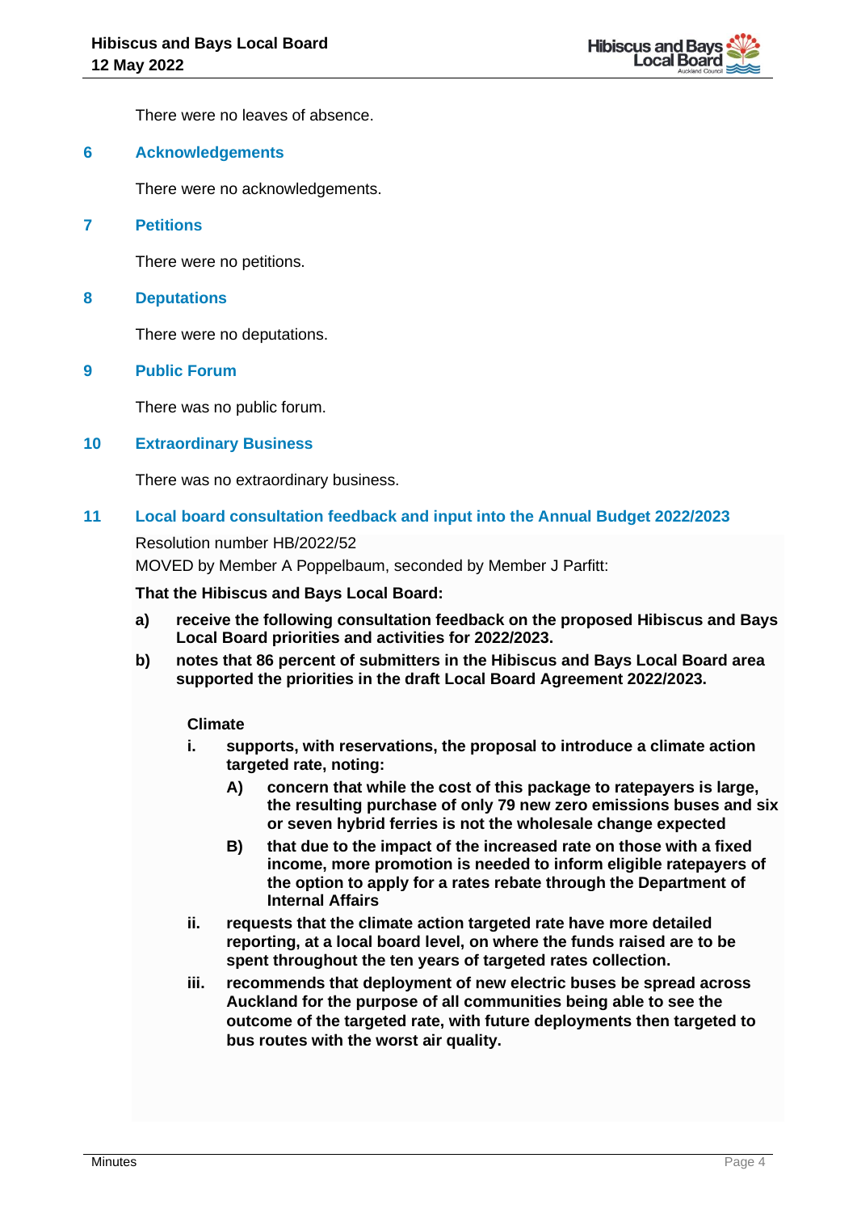There were no leaves of absence.

## 6 Acknowledgements

There were no acknowledgements.

## 7 Petitions

There were no petitions.

## 8 Deputations

There were no deputations.

## 9 Public Forum

There was no public forum.

## 10 Extraordinary Business

There was no extraordinary business.

## 11 Local board consultation feedback and input into the Annual Budget 2022/2023

Resolution number HB/2022/52

MOVED by Member A Poppelbaum, seconded by Member J Parfitt:

**That the Hibiscus and Bays Local Board:**

**a) receive the following consultation feedback on the proposed Hibiscus and Bays Local Board priorities and activities for 2022/2023.**

**b) notes that 86 percent of submitters in the Hibiscus and Bays Local Board area supported the priorities in the draft Local Board Agreement 2022/2023.**

**Climate**

**i. supports, with reservations, the proposal to introduce a climate action targeted rate, noting:**

**A) concern that while the cost of this package to ratepayers is large, the resulting purchase of only 79 new zero emissions buses and six or seven hybrid ferries is not the wholesale change expected**

**B) that due to the impact of the increased rate on those with a fixed income, more promotion is needed to inform eligible ratepayers of the option to apply for a rates rebate through the Department of Internal Affairs**

**ii. requests that the climate action targeted rate have more detailed reporting, at a local board level, on where the funds raised are to be spent throughout the ten years of targeted rates collection.**

**iii. recommends that deployment of new electric buses be spread across Auckland for the purpose of all communities being able to see the outcome of the targeted rate, with future deployments then targeted to bus routes with the worst air quality.**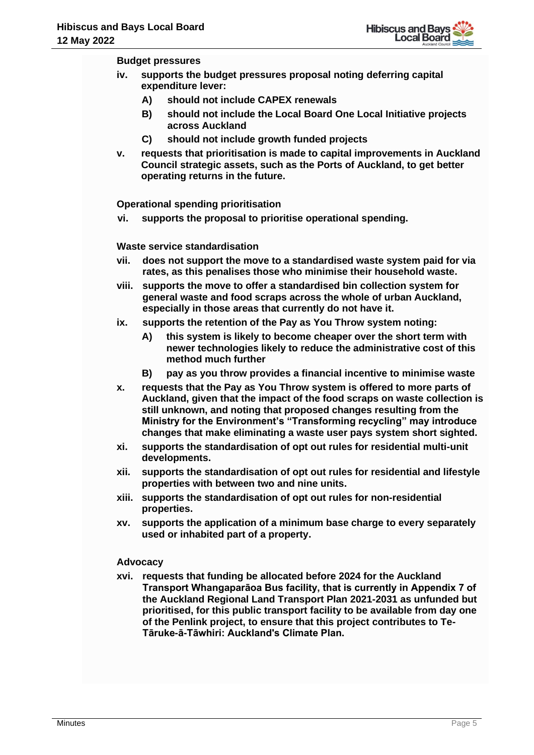**Budget pressures**

**iv. supports the budget pressures proposal noting deferring capital expenditure lever:**

**A) should not include CAPEX renewals**

**B) should not include the Local Board One Local Initiative projects across Auckland**

**C) should not include growth funded projects**

**v. requests that prioritisation is made to capital improvements in Auckland Council strategic assets, such as the Ports of Auckland, to get better operating returns in the future.**

**Operational spending prioritisation**

**vi. supports the proposal to prioritise operational spending.**

**Waste service standardisation**

**vii. does not support the move to a standardised waste system paid for via rates, as this penalises those who minimise their household waste.**

**viii. supports the move to offer a standardised bin collection system for general waste and food scraps across the whole of urban Auckland, especially in those areas that currently do not have it.**

**ix. supports the retention of the Pay as You Throw system noting:**

**A) this system is likely to become cheaper over the short term with newer technologies likely to reduce the administrative cost of this method much further**

**B) pay as you throw provides a financial incentive to minimise waste**

**x. requests that the Pay as You Throw system is offered to more parts of Auckland, given that the impact of the food scraps on waste collection is still unknown, and noting that proposed changes resulting from the Ministry for the Environment's "Transforming recycling" may introduce changes that make eliminating a waste user pays system short sighted.**

**xi. supports the standardisation of opt out rules for residential multi-unit developments.**

**xii. supports the standardisation of opt out rules for residential and lifestyle properties with between two and nine units.**

**xiii. supports the standardisation of opt out rules for non-residential properties.**

**xv. supports the application of a minimum base charge to every separately used or inhabited part of a property.**

**Advocacy**

**xvi. requests that funding be allocated before 2024 for the Auckland Transport Whangaparāoa Bus facility, that is currently in Appendix 7 of the Auckland Regional Land Transport Plan 2021-2031 as unfunded but prioritised, for this public transport facility to be available from day one of the Penlink project, to ensure that this project contributes to Te-Tāruke-ā-Tāwhiri: Auckland's Climate Plan.**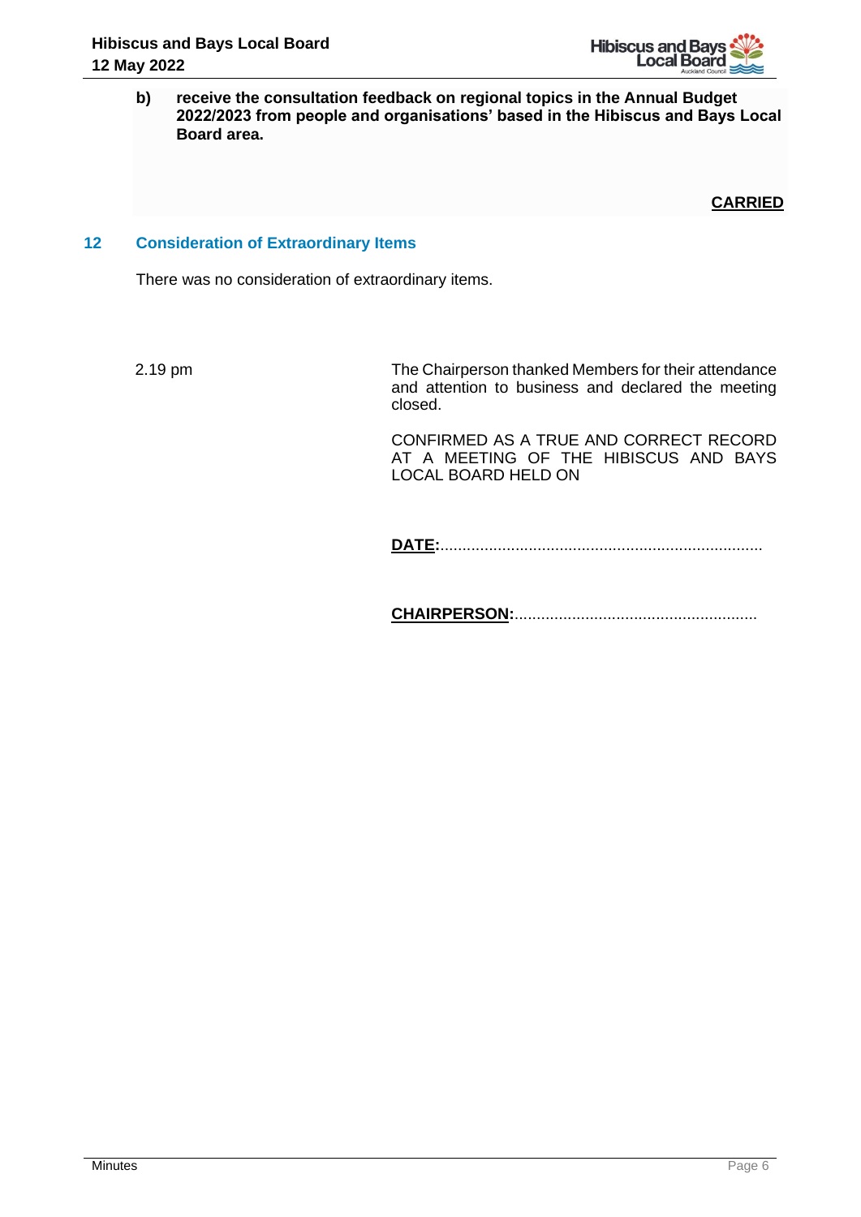**b) receive the consultation feedback on regional topics in the Annual Budget 2022/2023 from people and organisations' based in the Hibiscus and Bays Local Board area.**

**CARRIED**

## 12 Consideration of Extraordinary Items

There was no consideration of extraordinary items.

2.19 pm

The Chairperson thanked Members for their attendance and attention to business and declared the meeting closed.

CONFIRMED AS A TRUE AND CORRECT RECORD AT A MEETING OF THE HIBISCUS AND BAYS LOCAL BOARD HELD ON

**DATE:**.........................................................................

**CHAIRPERSON:**.......................................................